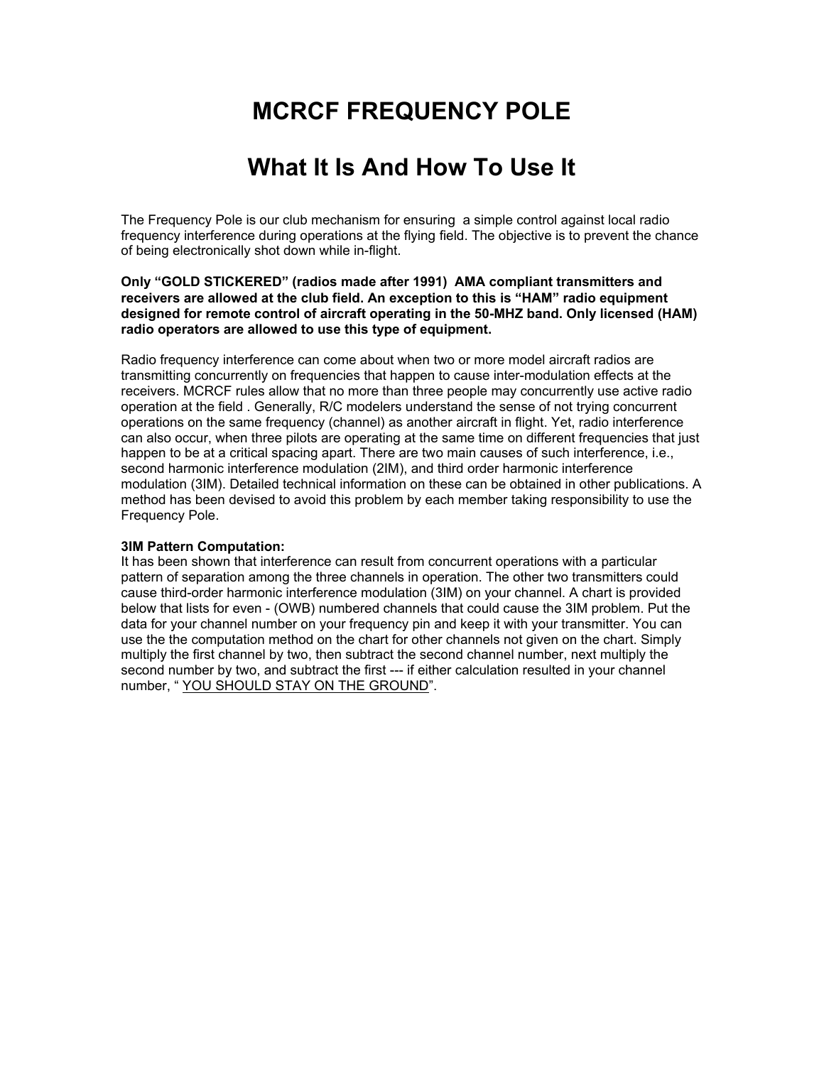# MCRCF FREQUENCY POLE

# What It Is And How To Use It

The Frequency Pole is our club mechanism for ensuring a simple control against local radio frequency interference during operations at the flying field. The objective is to prevent the chance of being electronically shot down while in-flight.

**Only "GOLD STICKERED" (radios made after 1991) AMA compliant transmitters and receivers are allowed at the club field. An exception to this is "HAM" radio equipment designed for remote control of aircraft operating in the 50-MHZ band. Only licensed (HAM) radio operators are allowed to use this type of equipment.**

Radio frequency interference can come about when two or more model aircraft radios are transmitting concurrently on frequencies that happen to cause inter-modulation effects at the receivers. MCRCF rules allow that no more than three people may concurrently use active radio operation at the field . Generally, R/C modelers understand the sense of not trying concurrent operations on the same frequency (channel) as another aircraft in flight. Yet, radio interference can also occur, when three pilots are operating at the same time on different frequencies that just happen to be at a critical spacing apart. There are two main causes of such interference, i.e., second harmonic interference modulation (2IM), and third order harmonic interference modulation (3IM). Detailed technical information on these can be obtained in other publications. A method has been devised to avoid this problem by each member taking responsibility to use the Frequency Pole.

**3IM Pattern Computation:**

It has been shown that interference can result from concurrent operations with a particular pattern of separation among the three channels in operation. The other two transmitters could cause third-order harmonic interference modulation (3IM) on your channel. A chart is provided below that lists for even - (OWB) numbered channels that could cause the 3IM problem. Put the data for your channel number on your frequency pin and keep it with your transmitter. You can use the the computation method on the chart for other channels not given on the chart. Simply multiply the first channel by two, then subtract the second channel number, next multiply the second number by two, and subtract the first --- if either calculation resulted in your channel number, " <u>YOU SHOULD STAY ON THE GROUND</u>".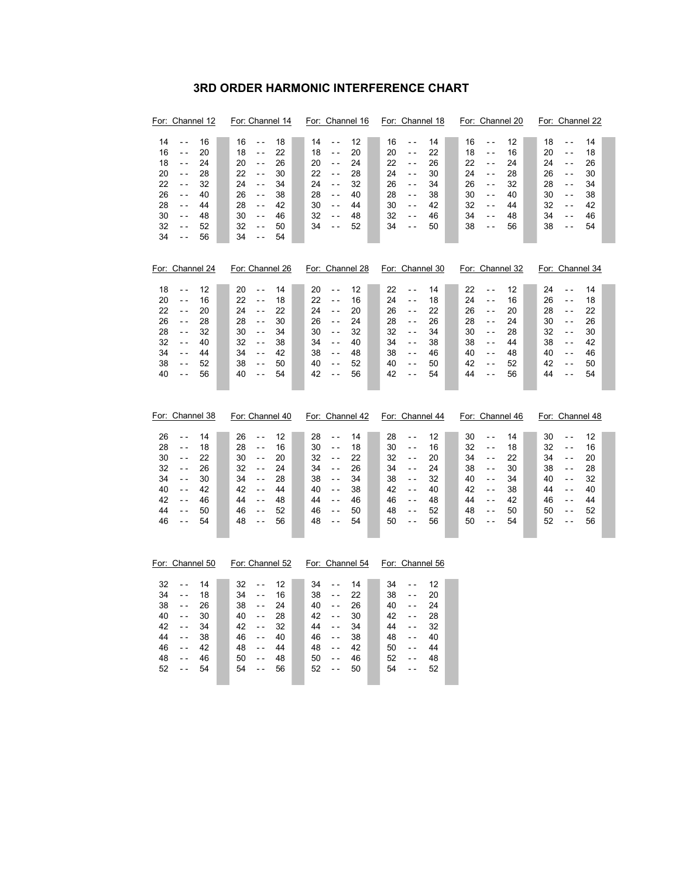# 3RD ORDER HARMONIC INTERFERENCE CHART

**For: Channel 12**

| | | |
|---|---|---|
| 14 | -- | 16 |
| 16 | -- | 20 |
| 18 | -- | 24 |
| 20 | -- | 28 |
| 22 | -- | 32 |
| 26 | -- | 40 |
| 28 | -- | 44 |
| 30 | -- | 48 |
| 32 | -- | 52 |
| 34 | -- | 56 |

**For: Channel 14**

| | | |
|---|---|---|
| 16 | -- | 18 |
| 18 | -- | 22 |
| 20 | -- | 26 |
| 22 | -- | 30 |
| 24 | -- | 34 |
| 26 | -- | 38 |
| 28 | -- | 42 |
| 30 | -- | 46 |
| 32 | -- | 50 |
| 34 | -- | 54 |

**For: Channel 16**

| | | |
|---|---|---|
| 14 | -- | 12 |
| 18 | -- | 20 |
| 20 | -- | 24 |
| 22 | -- | 28 |
| 24 | -- | 32 |
| 28 | -- | 40 |
| 30 | -- | 44 |
| 32 | -- | 48 |
| 34 | -- | 52 |

**For: Channel 18**

| | | |
|---|---|---|
| 16 | -- | 14 |
| 20 | -- | 22 |
| 22 | -- | 26 |
| 24 | -- | 30 |
| 26 | -- | 34 |
| 28 | -- | 38 |
| 30 | -- | 42 |
| 32 | -- | 46 |
| 34 | -- | 50 |

**For: Channel 20**

| | | |
|---|---|---|
| 16 | -- | 12 |
| 18 | -- | 16 |
| 22 | -- | 24 |
| 24 | -- | 28 |
| 26 | -- | 32 |
| 30 | -- | 40 |
| 32 | -- | 44 |
| 34 | -- | 48 |
| 38 | -- | 56 |

**For: Channel 22**

| | | |
|---|---|---|
| 18 | -- | 14 |
| 20 | -- | 18 |
| 24 | -- | 26 |
| 26 | -- | 30 |
| 28 | -- | 34 |
| 30 | -- | 38 |
| 32 | -- | 42 |
| 34 | -- | 46 |
| 38 | -- | 54 |

**For: Channel 24**

| | | |
|---|---|---|
| 18 | -- | 12 |
| 20 | -- | 16 |
| 22 | -- | 20 |
| 26 | -- | 28 |
| 28 | -- | 32 |
| 32 | -- | 40 |
| 34 | -- | 44 |
| 38 | -- | 52 |
| 40 | -- | 56 |

**For: Channel 26**

| | | |
|---|---|---|
| 20 | -- | 14 |
| 22 | -- | 18 |
| 24 | -- | 22 |
| 28 | -- | 30 |
| 30 | -- | 34 |
| 32 | -- | 38 |
| 34 | -- | 42 |
| 38 | -- | 50 |
| 40 | -- | 54 |

**For: Channel 28**

| | | |
|---|---|---|
| 20 | -- | 12 |
| 22 | -- | 16 |
| 24 | -- | 20 |
| 26 | -- | 24 |
| 30 | -- | 32 |
| 34 | -- | 40 |
| 38 | -- | 48 |
| 40 | -- | 52 |
| 42 | -- | 56 |

**For: Channel 30**

| | | |
|---|---|---|
| 22 | -- | 14 |
| 24 | -- | 18 |
| 26 | -- | 22 |
| 28 | -- | 26 |
| 32 | -- | 34 |
| 34 | -- | 38 |
| 38 | -- | 46 |
| 40 | -- | 50 |
| 42 | -- | 54 |

**For: Channel 32**

| | | |
|---|---|---|
| 22 | -- | 12 |
| 24 | -- | 16 |
| 26 | -- | 20 |
| 28 | -- | 24 |
| 30 | -- | 28 |
| 38 | -- | 44 |
| 40 | -- | 48 |
| 42 | -- | 52 |
| 44 | -- | 56 |

**For: Channel 34**

| | | |
|---|---|---|
| 24 | -- | 14 |
| 26 | -- | 18 |
| 28 | -- | 22 |
| 30 | -- | 26 |
| 32 | -- | 30 |
| 38 | -- | 42 |
| 40 | -- | 46 |
| 42 | -- | 50 |
| 44 | -- | 54 |

**For: Channel 38**

| | | |
|---|---|---|
| 26 | -- | 14 |
| 28 | -- | 18 |
| 30 | -- | 22 |
| 32 | -- | 26 |
| 34 | -- | 30 |
| 40 | -- | 42 |
| 42 | -- | 46 |
| 44 | -- | 50 |
| 46 | -- | 54 |

**For: Channel 40**

| | | |
|---|---|---|
| 26 | -- | 12 |
| 28 | -- | 16 |
| 30 | -- | 20 |
| 32 | -- | 24 |
| 34 | -- | 28 |
| 42 | -- | 44 |
| 44 | -- | 48 |
| 46 | -- | 52 |
| 48 | -- | 56 |

**For: Channel 42**

| | | |
|---|---|---|
| 28 | -- | 14 |
| 30 | -- | 18 |
| 32 | -- | 22 |
| 34 | -- | 26 |
| 38 | -- | 34 |
| 40 | -- | 38 |
| 44 | -- | 46 |
| 46 | -- | 50 |
| 48 | -- | 54 |

**For: Channel 44**

| | | |
|---|---|---|
| 28 | -- | 12 |
| 30 | -- | 16 |
| 32 | -- | 20 |
| 34 | -- | 24 |
| 38 | -- | 32 |
| 42 | -- | 40 |
| 46 | -- | 48 |
| 48 | -- | 52 |
| 50 | -- | 56 |

**For: Channel 46**

| | | |
|---|---|---|
| 30 | -- | 14 |
| 32 | -- | 18 |
| 34 | -- | 22 |
| 38 | -- | 30 |
| 40 | -- | 34 |
| 42 | -- | 38 |
| 44 | -- | 42 |
| 48 | -- | 50 |
| 50 | -- | 54 |

**For: Channel 48**

| | | |
|---|---|---|
| 30 | -- | 12 |
| 32 | -- | 16 |
| 34 | -- | 20 |
| 38 | -- | 28 |
| 40 | -- | 32 |
| 44 | -- | 40 |
| 46 | -- | 44 |
| 50 | -- | 52 |
| 52 | -- | 56 |

**For: Channel 50**

| | | |
|---|---|---|
| 32 | -- | 14 |
| 34 | -- | 18 |
| 38 | -- | 26 |
| 40 | -- | 30 |
| 42 | -- | 34 |
| 44 | -- | 38 |
| 46 | -- | 42 |
| 48 | -- | 46 |
| 52 | -- | 54 |

**For: Channel 52**

| | | |
|---|---|---|
| 32 | -- | 12 |
| 34 | -- | 16 |
| 38 | -- | 24 |
| 40 | -- | 28 |
| 42 | -- | 32 |
| 46 | -- | 40 |
| 48 | -- | 44 |
| 50 | -- | 48 |
| 54 | -- | 56 |

**For: Channel 54**

| | | |
|---|---|---|
| 34 | -- | 14 |
| 38 | -- | 22 |
| 40 | -- | 26 |
| 42 | -- | 30 |
| 44 | -- | 34 |
| 46 | -- | 38 |
| 48 | -- | 42 |
| 50 | -- | 46 |
| 52 | -- | 50 |

**For: Channel 56**

| | | |
|---|---|---|
| 34 | -- | 12 |
| 38 | -- | 20 |
| 40 | -- | 24 |
| 42 | -- | 28 |
| 44 | -- | 32 |
| 48 | -- | 40 |
| 50 | -- | 44 |
| 52 | -- | 48 |
| 54 | -- | 52 |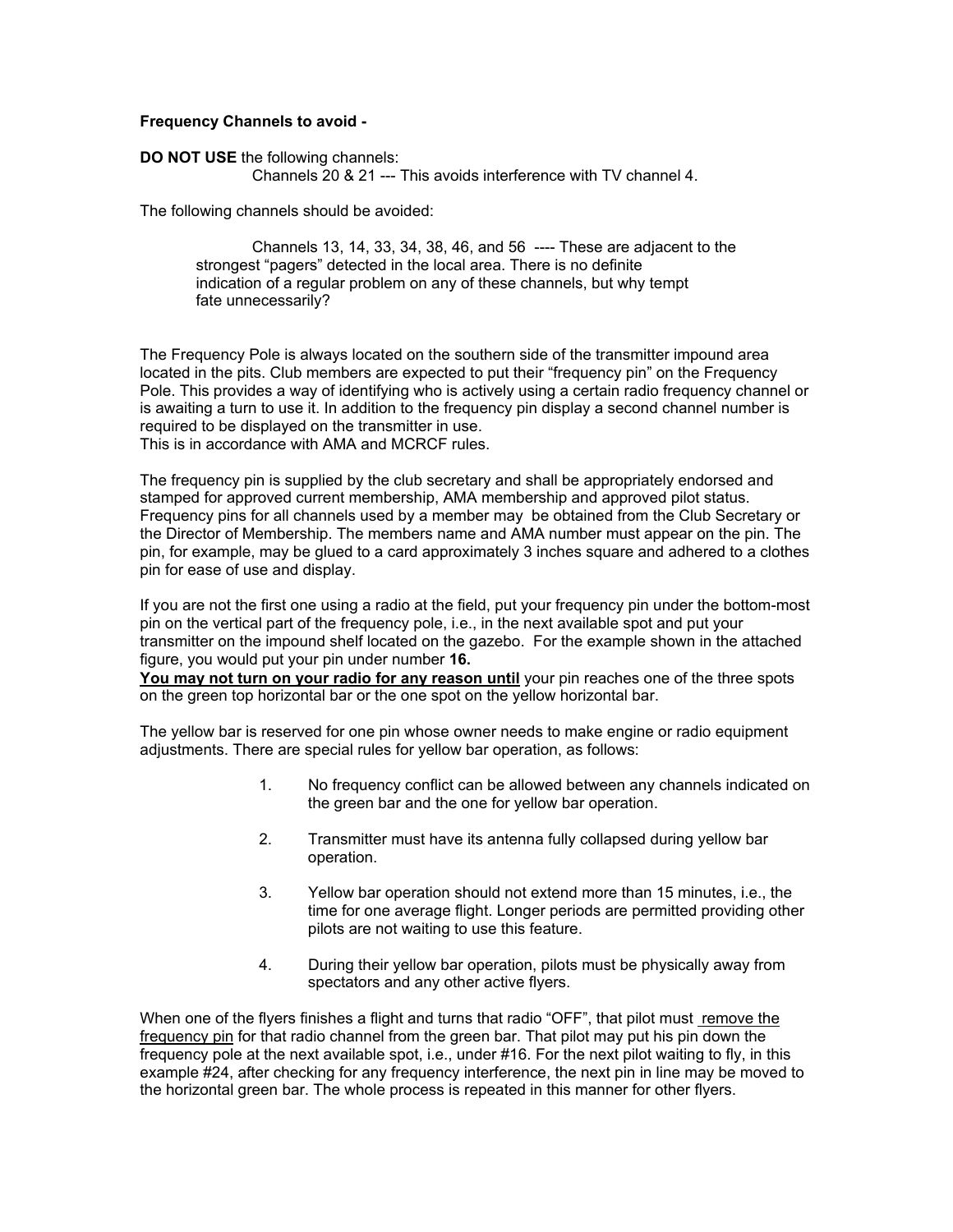**Frequency Channels to avoid -**

**DO NOT USE** the following channels:

Channels 20 & 21 --- This avoids interference with TV channel 4.

The following channels should be avoided:

Channels 13, 14, 33, 34, 38, 46, and 56 ---- These are adjacent to the strongest "pagers" detected in the local area. There is no definite indication of a regular problem on any of these channels, but why tempt fate unnecessarily?

The Frequency Pole is always located on the southern side of the transmitter impound area located in the pits. Club members are expected to put their "frequency pin" on the Frequency Pole. This provides a way of identifying who is actively using a certain radio frequency channel or is awaiting a turn to use it. In addition to the frequency pin display a second channel number is required to be displayed on the transmitter in use.
This is in accordance with AMA and MCRCF rules.

The frequency pin is supplied by the club secretary and shall be appropriately endorsed and stamped for approved current membership, AMA membership and approved pilot status. Frequency pins for all channels used by a member may be obtained from the Club Secretary or the Director of Membership. The members name and AMA number must appear on the pin. The pin, for example, may be glued to a card approximately 3 inches square and adhered to a clothes pin for ease of use and display.

If you are not the first one using a radio at the field, put your frequency pin under the bottom-most pin on the vertical part of the frequency pole, i.e., in the next available spot and put your transmitter on the impound shelf located on the gazebo. For the example shown in the attached figure, you would put your pin under number **16.**

<u>**You may not turn on your radio for any reason until**</u> your pin reaches one of the three spots on the green top horizontal bar or the one spot on the yellow horizontal bar.

The yellow bar is reserved for one pin whose owner needs to make engine or radio equipment adjustments. There are special rules for yellow bar operation, as follows:

1. No frequency conflict can be allowed between any channels indicated on the green bar and the one for yellow bar operation.

2. Transmitter must have its antenna fully collapsed during yellow bar operation.

3. Yellow bar operation should not extend more than 15 minutes, i.e., the time for one average flight. Longer periods are permitted providing other pilots are not waiting to use this feature.

4. During their yellow bar operation, pilots must be physically away from spectators and any other active flyers.

When one of the flyers finishes a flight and turns that radio "OFF", that pilot must <u>remove the frequency pin</u> for that radio channel from the green bar. That pilot may put his pin down the frequency pole at the next available spot, i.e., under #16. For the next pilot waiting to fly, in this example #24, after checking for any frequency interference, the next pin in line may be moved to the horizontal green bar. The whole process is repeated in this manner for other flyers.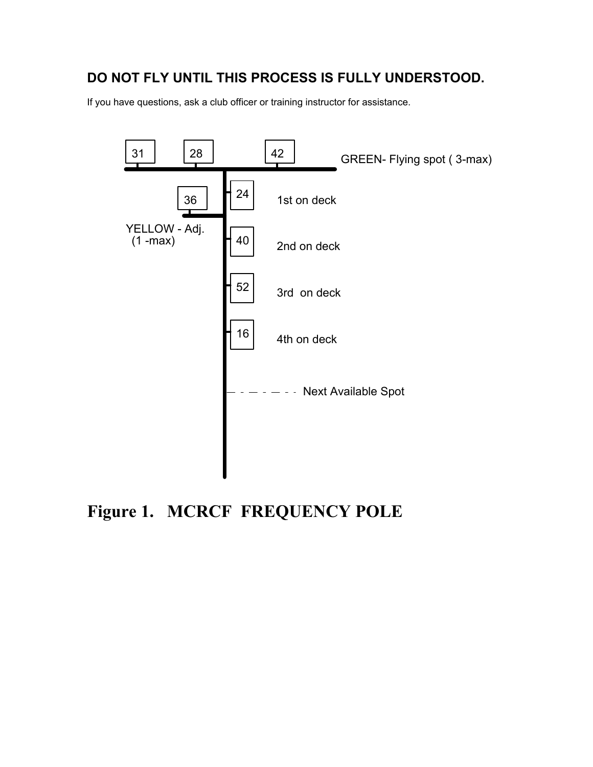**DO NOT FLY UNTIL THIS PROCESS IS FULLY UNDERSTOOD.**

If you have questions, ask a club officer or training instructor for assistance.

31

28

42

GREEN- Flying spot ( 3-max)

36

24

1st on deck

YELLOW - Adj.
(1 -max)

40

2nd on deck

52

3rd on deck

16

4th on deck

Next Available Spot

# Figure 1. MCRCF FREQUENCY POLE